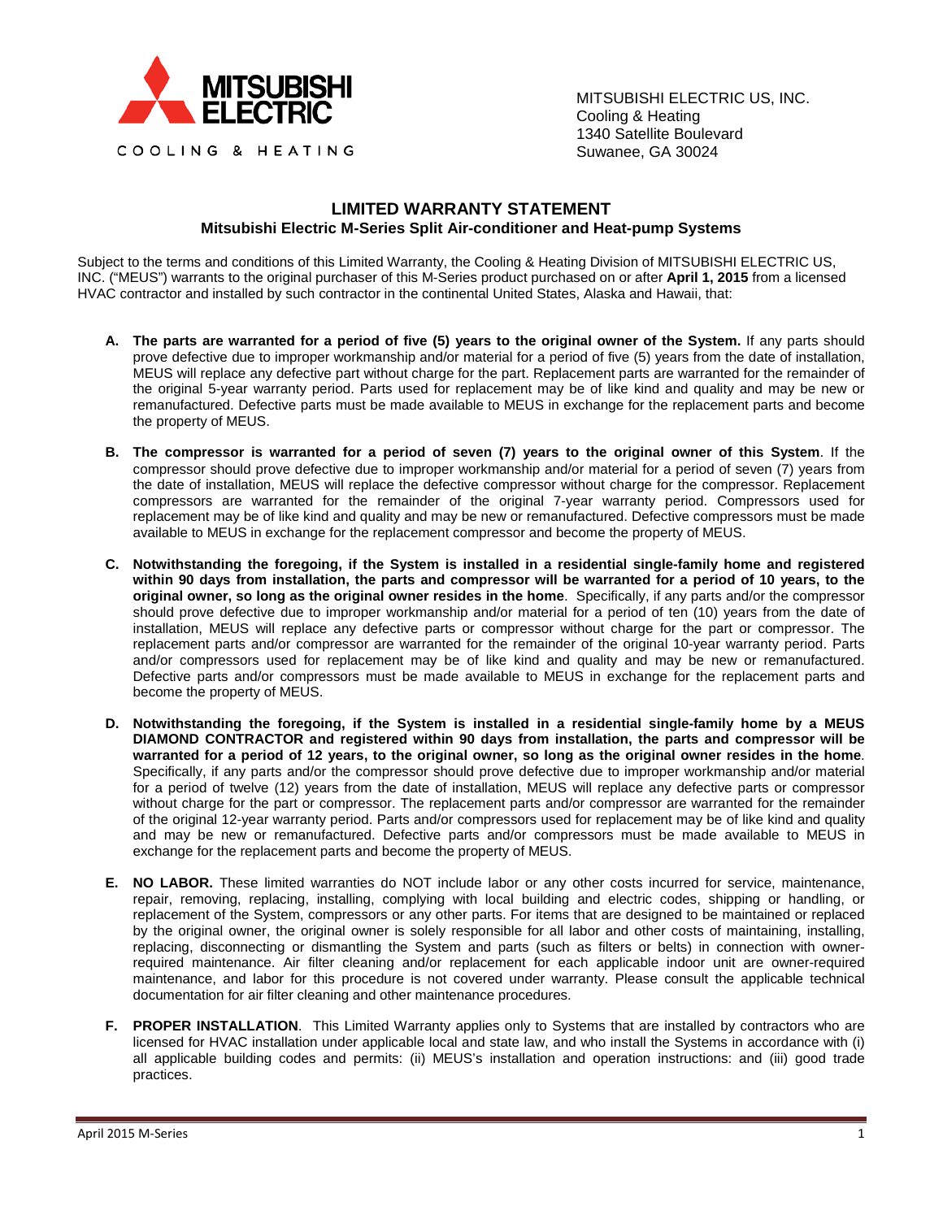MITSUBISHI ELECTRIC

COOLING & HEATING

MITSUBISHI ELECTRIC US, INC.
Cooling & Heating
1340 Satellite Boulevard
Suwanee, GA 30024

## LIMITED WARRANTY STATEMENT

### Mitsubishi Electric M-Series Split Air-conditioner and Heat-pump Systems

Subject to the terms and conditions of this Limited Warranty, the Cooling & Heating Division of MITSUBISHI ELECTRIC US, INC. ("MEUS") warrants to the original purchaser of this M-Series product purchased on or after **April 1, 2015** from a licensed HVAC contractor and installed by such contractor in the continental United States, Alaska and Hawaii, that:

A. **The parts are warranted for a period of five (5) years to the original owner of the System.** If any parts should prove defective due to improper workmanship and/or material for a period of five (5) years from the date of installation, MEUS will replace any defective part without charge for the part. Replacement parts are warranted for the remainder of the original 5-year warranty period. Parts used for replacement may be of like kind and quality and may be new or remanufactured. Defective parts must be made available to MEUS in exchange for the replacement parts and become the property of MEUS.

B. **The compressor is warranted for a period of seven (7) years to the original owner of this System**. If the compressor should prove defective due to improper workmanship and/or material for a period of seven (7) years from the date of installation, MEUS will replace the defective compressor without charge for the compressor. Replacement compressors are warranted for the remainder of the original 7-year warranty period. Compressors used for replacement may be of like kind and quality and may be new or remanufactured. Defective compressors must be made available to MEUS in exchange for the replacement compressor and become the property of MEUS.

C. **Notwithstanding the foregoing, if the System is installed in a residential single-family home and registered within 90 days from installation, the parts and compressor will be warranted for a period of 10 years, to the original owner, so long as the original owner resides in the home**. Specifically, if any parts and/or the compressor should prove defective due to improper workmanship and/or material for a period of ten (10) years from the date of installation, MEUS will replace any defective parts or compressor without charge for the part or compressor. The replacement parts and/or compressor are warranted for the remainder of the original 10-year warranty period. Parts and/or compressors used for replacement may be of like kind and quality and may be new or remanufactured. Defective parts and/or compressors must be made available to MEUS in exchange for the replacement parts and become the property of MEUS.

D. **Notwithstanding the foregoing, if the System is installed in a residential single-family home by a MEUS DIAMOND CONTRACTOR and registered within 90 days from installation, the parts and compressor will be warranted for a period of 12 years, to the original owner, so long as the original owner resides in the home**. Specifically, if any parts and/or the compressor should prove defective due to improper workmanship and/or material for a period of twelve (12) years from the date of installation, MEUS will replace any defective parts or compressor without charge for the part or compressor. The replacement parts and/or compressor are warranted for the remainder of the original 12-year warranty period. Parts and/or compressors used for replacement may be of like kind and quality and may be new or remanufactured. Defective parts and/or compressors must be made available to MEUS in exchange for the replacement parts and become the property of MEUS.

E. **NO LABOR.** These limited warranties do NOT include labor or any other costs incurred for service, maintenance, repair, removing, replacing, installing, complying with local building and electric codes, shipping or handling, or replacement of the System, compressors or any other parts. For items that are designed to be maintained or replaced by the original owner, the original owner is solely responsible for all labor and other costs of maintaining, installing, replacing, disconnecting or dismantling the System and parts (such as filters or belts) in connection with owner-required maintenance. Air filter cleaning and/or replacement for each applicable indoor unit are owner-required maintenance, and labor for this procedure is not covered under warranty. Please consult the applicable technical documentation for air filter cleaning and other maintenance procedures.

F. **PROPER INSTALLATION**. This Limited Warranty applies only to Systems that are installed by contractors who are licensed for HVAC installation under applicable local and state law, and who install the Systems in accordance with (i) all applicable building codes and permits: (ii) MEUS's installation and operation instructions: and (iii) good trade practices.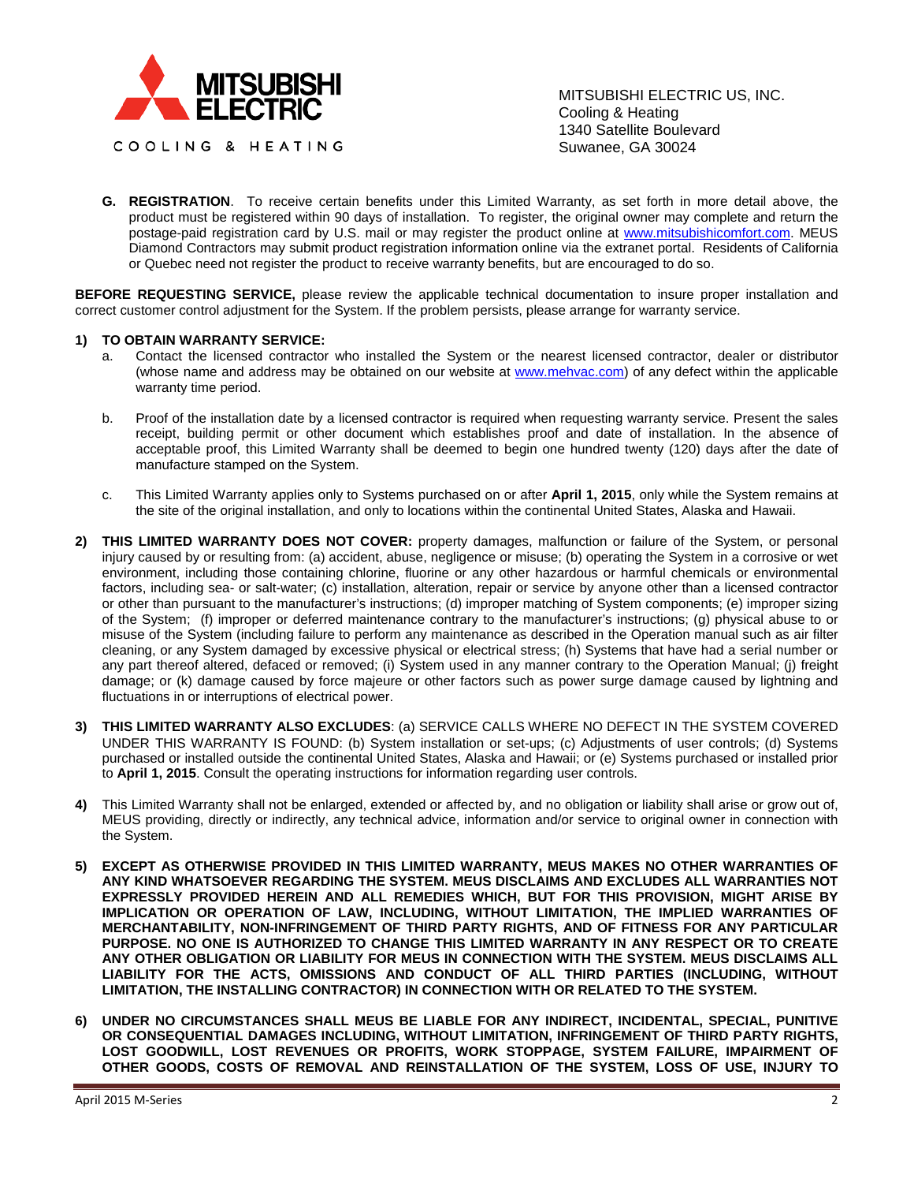MITSUBISHI ELECTRIC US, INC.
Cooling & Heating
1340 Satellite Boulevard
Suwanee, GA 30024

**G. REGISTRATION**. To receive certain benefits under this Limited Warranty, as set forth in more detail above, the product must be registered within 90 days of installation. To register, the original owner may complete and return the postage-paid registration card by U.S. mail or may register the product online at www.mitsubishicomfort.com. MEUS Diamond Contractors may submit product registration information online via the extranet portal. Residents of California or Quebec need not register the product to receive warranty benefits, but are encouraged to do so.

**BEFORE REQUESTING SERVICE,** please review the applicable technical documentation to insure proper installation and correct customer control adjustment for the System. If the problem persists, please arrange for warranty service.

**1) TO OBTAIN WARRANTY SERVICE:**

a. Contact the licensed contractor who installed the System or the nearest licensed contractor, dealer or distributor (whose name and address may be obtained on our website at www.mehvac.com) of any defect within the applicable warranty time period.

b. Proof of the installation date by a licensed contractor is required when requesting warranty service. Present the sales receipt, building permit or other document which establishes proof and date of installation. In the absence of acceptable proof, this Limited Warranty shall be deemed to begin one hundred twenty (120) days after the date of manufacture stamped on the System.

c. This Limited Warranty applies only to Systems purchased on or after **April 1, 2015**, only while the System remains at the site of the original installation, and only to locations within the continental United States, Alaska and Hawaii.

**2) THIS LIMITED WARRANTY DOES NOT COVER:** property damages, malfunction or failure of the System, or personal injury caused by or resulting from: (a) accident, abuse, negligence or misuse; (b) operating the System in a corrosive or wet environment, including those containing chlorine, fluorine or any other hazardous or harmful chemicals or environmental factors, including sea- or salt-water; (c) installation, alteration, repair or service by anyone other than a licensed contractor or other than pursuant to the manufacturer's instructions; (d) improper matching of System components; (e) improper sizing of the System; (f) improper or deferred maintenance contrary to the manufacturer's instructions; (g) physical abuse to or misuse of the System (including failure to perform any maintenance as described in the Operation manual such as air filter cleaning, or any System damaged by excessive physical or electrical stress; (h) Systems that have had a serial number or any part thereof altered, defaced or removed; (i) System used in any manner contrary to the Operation Manual; (j) freight damage; or (k) damage caused by force majeure or other factors such as power surge damage caused by lightning and fluctuations in or interruptions of electrical power.

**3) THIS LIMITED WARRANTY ALSO EXCLUDES**: (a) SERVICE CALLS WHERE NO DEFECT IN THE SYSTEM COVERED UNDER THIS WARRANTY IS FOUND: (b) System installation or set-ups; (c) Adjustments of user controls; (d) Systems purchased or installed outside the continental United States, Alaska and Hawaii; or (e) Systems purchased or installed prior to **April 1, 2015**. Consult the operating instructions for information regarding user controls.

**4)** This Limited Warranty shall not be enlarged, extended or affected by, and no obligation or liability shall arise or grow out of, MEUS providing, directly or indirectly, any technical advice, information and/or service to original owner in connection with the System.

**5) EXCEPT AS OTHERWISE PROVIDED IN THIS LIMITED WARRANTY, MEUS MAKES NO OTHER WARRANTIES OF ANY KIND WHATSOEVER REGARDING THE SYSTEM. MEUS DISCLAIMS AND EXCLUDES ALL WARRANTIES NOT EXPRESSLY PROVIDED HEREIN AND ALL REMEDIES WHICH, BUT FOR THIS PROVISION, MIGHT ARISE BY IMPLICATION OR OPERATION OF LAW, INCLUDING, WITHOUT LIMITATION, THE IMPLIED WARRANTIES OF MERCHANTABILITY, NON-INFRINGEMENT OF THIRD PARTY RIGHTS, AND OF FITNESS FOR ANY PARTICULAR PURPOSE. NO ONE IS AUTHORIZED TO CHANGE THIS LIMITED WARRANTY IN ANY RESPECT OR TO CREATE ANY OTHER OBLIGATION OR LIABILITY FOR MEUS IN CONNECTION WITH THE SYSTEM. MEUS DISCLAIMS ALL LIABILITY FOR THE ACTS, OMISSIONS AND CONDUCT OF ALL THIRD PARTIES (INCLUDING, WITHOUT LIMITATION, THE INSTALLING CONTRACTOR) IN CONNECTION WITH OR RELATED TO THE SYSTEM.**

**6) UNDER NO CIRCUMSTANCES SHALL MEUS BE LIABLE FOR ANY INDIRECT, INCIDENTAL, SPECIAL, PUNITIVE OR CONSEQUENTIAL DAMAGES INCLUDING, WITHOUT LIMITATION, INFRINGEMENT OF THIRD PARTY RIGHTS, LOST GOODWILL, LOST REVENUES OR PROFITS, WORK STOPPAGE, SYSTEM FAILURE, IMPAIRMENT OF OTHER GOODS, COSTS OF REMOVAL AND REINSTALLATION OF THE SYSTEM, LOSS OF USE, INJURY TO**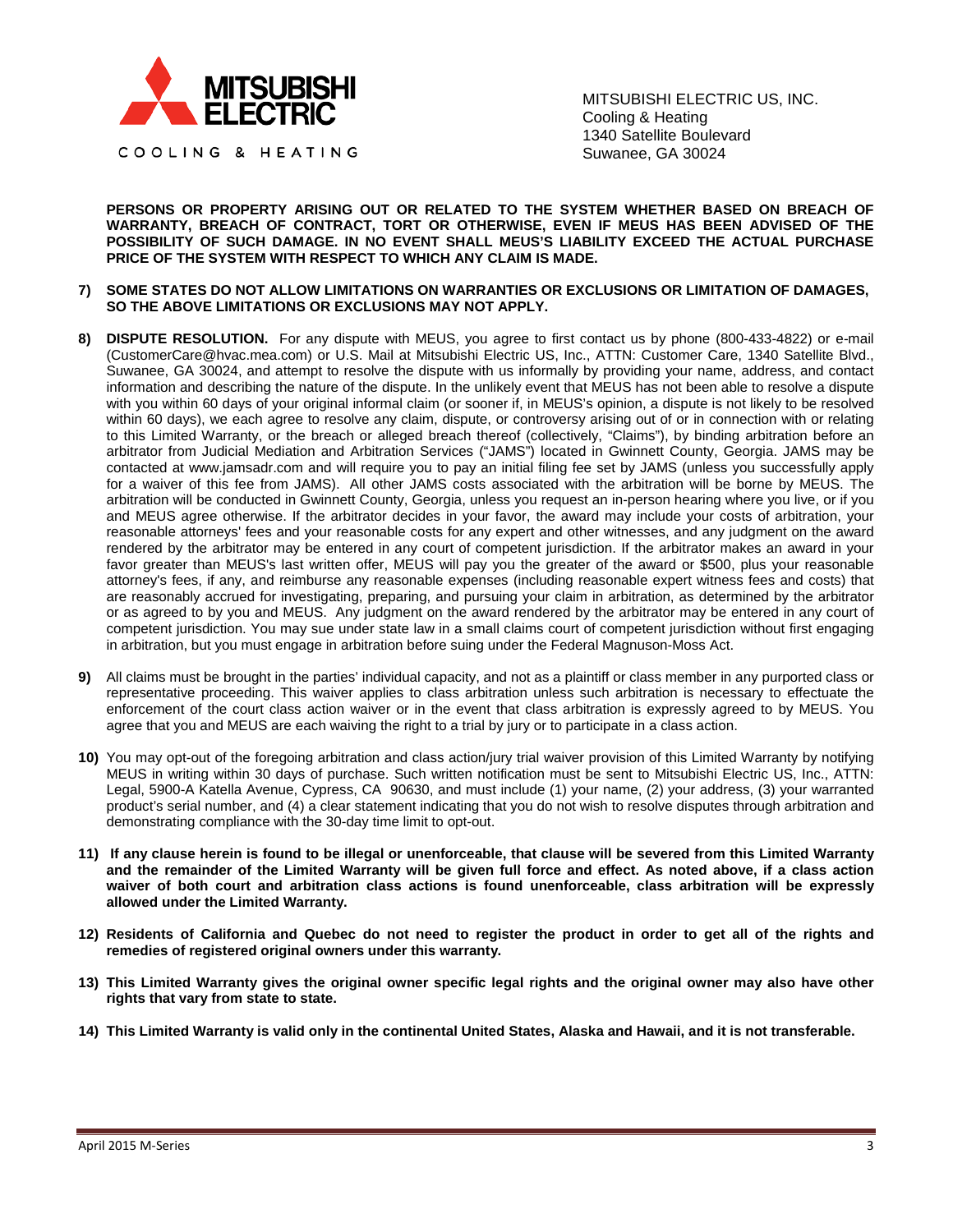MITSUBISHI ELECTRIC US, INC.
Cooling & Heating
1340 Satellite Boulevard
Suwanee, GA 30024

**PERSONS OR PROPERTY ARISING OUT OR RELATED TO THE SYSTEM WHETHER BASED ON BREACH OF WARRANTY, BREACH OF CONTRACT, TORT OR OTHERWISE, EVEN IF MEUS HAS BEEN ADVISED OF THE POSSIBILITY OF SUCH DAMAGE. IN NO EVENT SHALL MEUS'S LIABILITY EXCEED THE ACTUAL PURCHASE PRICE OF THE SYSTEM WITH RESPECT TO WHICH ANY CLAIM IS MADE.**

7) **SOME STATES DO NOT ALLOW LIMITATIONS ON WARRANTIES OR EXCLUSIONS OR LIMITATION OF DAMAGES, SO THE ABOVE LIMITATIONS OR EXCLUSIONS MAY NOT APPLY.**

8) **DISPUTE RESOLUTION.** For any dispute with MEUS, you agree to first contact us by phone (800-433-4822) or e-mail (CustomerCare@hvac.mea.com) or U.S. Mail at Mitsubishi Electric US, Inc., ATTN: Customer Care, 1340 Satellite Blvd., Suwanee, GA 30024, and attempt to resolve the dispute with us informally by providing your name, address, and contact information and describing the nature of the dispute. In the unlikely event that MEUS has not been able to resolve a dispute with you within 60 days of your original informal claim (or sooner if, in MEUS's opinion, a dispute is not likely to be resolved within 60 days), we each agree to resolve any claim, dispute, or controversy arising out of or in connection with or relating to this Limited Warranty, or the breach or alleged breach thereof (collectively, "Claims"), by binding arbitration before an arbitrator from Judicial Mediation and Arbitration Services ("JAMS") located in Gwinnett County, Georgia. JAMS may be contacted at www.jamsadr.com and will require you to pay an initial filing fee set by JAMS (unless you successfully apply for a waiver of this fee from JAMS). All other JAMS costs associated with the arbitration will be borne by MEUS. The arbitration will be conducted in Gwinnett County, Georgia, unless you request an in-person hearing where you live, or if you and MEUS agree otherwise. If the arbitrator decides in your favor, the award may include your costs of arbitration, your reasonable attorneys' fees and your reasonable costs for any expert and other witnesses, and any judgment on the award rendered by the arbitrator may be entered in any court of competent jurisdiction. If the arbitrator makes an award in your favor greater than MEUS's last written offer, MEUS will pay you the greater of the award or $500, plus your reasonable attorney's fees, if any, and reimburse any reasonable expenses (including reasonable expert witness fees and costs) that are reasonably accrued for investigating, preparing, and pursuing your claim in arbitration, as determined by the arbitrator or as agreed to by you and MEUS. Any judgment on the award rendered by the arbitrator may be entered in any court of competent jurisdiction. You may sue under state law in a small claims court of competent jurisdiction without first engaging in arbitration, but you must engage in arbitration before suing under the Federal Magnuson-Moss Act.

9) All claims must be brought in the parties' individual capacity, and not as a plaintiff or class member in any purported class or representative proceeding. This waiver applies to class arbitration unless such arbitration is necessary to effectuate the enforcement of the court class action waiver or in the event that class arbitration is expressly agreed to by MEUS. You agree that you and MEUS are each waiving the right to a trial by jury or to participate in a class action.

10) You may opt-out of the foregoing arbitration and class action/jury trial waiver provision of this Limited Warranty by notifying MEUS in writing within 30 days of purchase. Such written notification must be sent to Mitsubishi Electric US, Inc., ATTN: Legal, 5900-A Katella Avenue, Cypress, CA 90630, and must include (1) your name, (2) your address, (3) your warranted product's serial number, and (4) a clear statement indicating that you do not wish to resolve disputes through arbitration and demonstrating compliance with the 30-day time limit to opt-out.

11) **If any clause herein is found to be illegal or unenforceable, that clause will be severed from this Limited Warranty and the remainder of the Limited Warranty will be given full force and effect. As noted above, if a class action waiver of both court and arbitration class actions is found unenforceable, class arbitration will be expressly allowed under the Limited Warranty.**

12) **Residents of California and Quebec do not need to register the product in order to get all of the rights and remedies of registered original owners under this warranty.**

13) **This Limited Warranty gives the original owner specific legal rights and the original owner may also have other rights that vary from state to state.**

14) **This Limited Warranty is valid only in the continental United States, Alaska and Hawaii, and it is not transferable.**